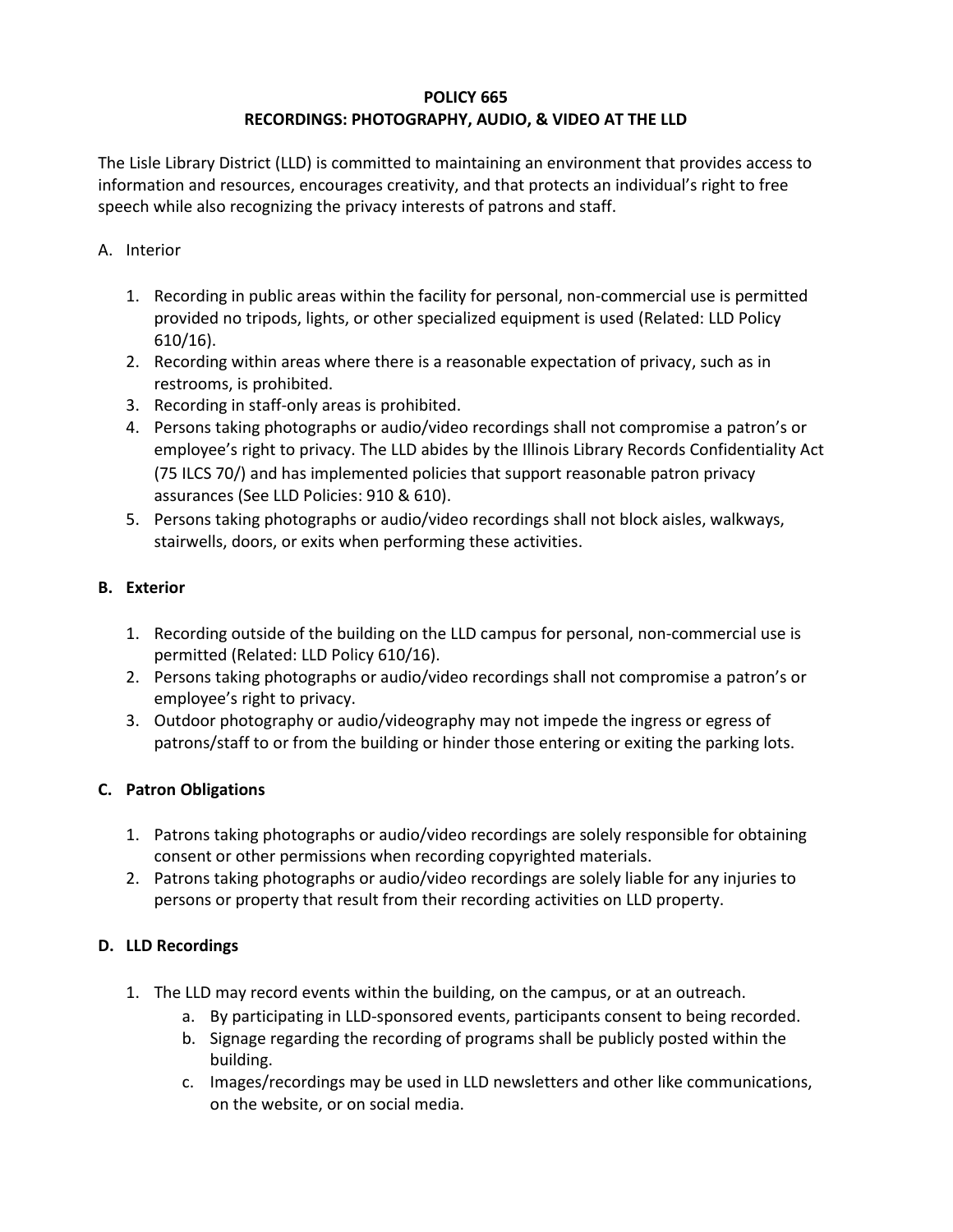**POLICY 665**
**RECORDINGS: PHOTOGRAPHY, AUDIO, & VIDEO AT THE LLD**

The Lisle Library District (LLD) is committed to maintaining an environment that provides access to information and resources, encourages creativity, and that protects an individual's right to free speech while also recognizing the privacy interests of patrons and staff.

A. Interior

1. Recording in public areas within the facility for personal, non-commercial use is permitted provided no tripods, lights, or other specialized equipment is used (Related: LLD Policy 610/16).
2. Recording within areas where there is a reasonable expectation of privacy, such as in restrooms, is prohibited.
3. Recording in staff-only areas is prohibited.
4. Persons taking photographs or audio/video recordings shall not compromise a patron's or employee's right to privacy. The LLD abides by the Illinois Library Records Confidentiality Act (75 ILCS 70/) and has implemented policies that support reasonable patron privacy assurances (See LLD Policies: 910 & 610).
5. Persons taking photographs or audio/video recordings shall not block aisles, walkways, stairwells, doors, or exits when performing these activities.

**B. Exterior**

1. Recording outside of the building on the LLD campus for personal, non-commercial use is permitted (Related: LLD Policy 610/16).
2. Persons taking photographs or audio/video recordings shall not compromise a patron's or employee's right to privacy.
3. Outdoor photography or audio/videography may not impede the ingress or egress of patrons/staff to or from the building or hinder those entering or exiting the parking lots.

**C. Patron Obligations**

1. Patrons taking photographs or audio/video recordings are solely responsible for obtaining consent or other permissions when recording copyrighted materials.
2. Patrons taking photographs or audio/video recordings are solely liable for any injuries to persons or property that result from their recording activities on LLD property.

**D. LLD Recordings**

1. The LLD may record events within the building, on the campus, or at an outreach.
   a. By participating in LLD-sponsored events, participants consent to being recorded.
   b. Signage regarding the recording of programs shall be publicly posted within the building.
   c. Images/recordings may be used in LLD newsletters and other like communications, on the website, or on social media.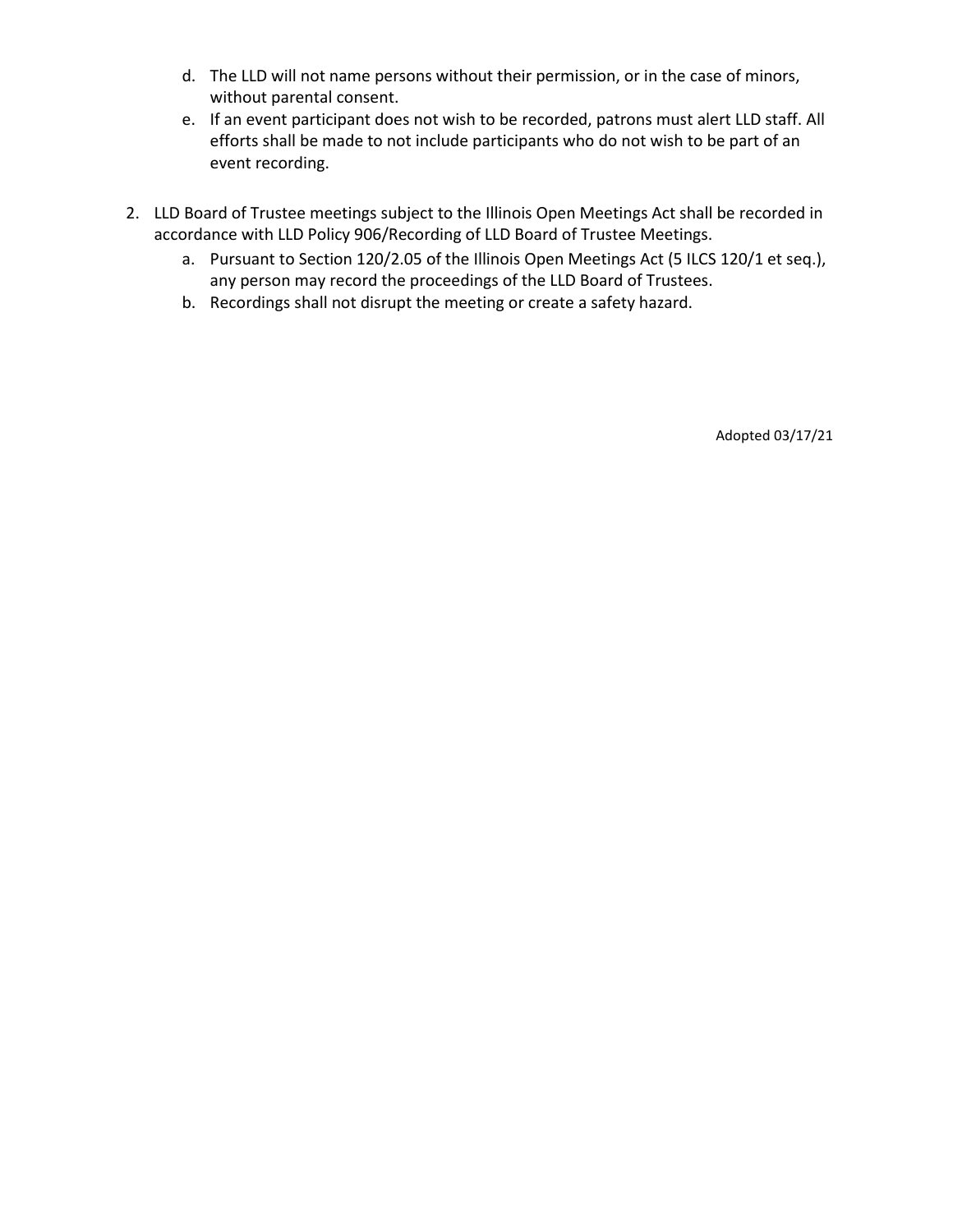d. The LLD will not name persons without their permission, or in the case of minors, without parental consent.

e. If an event participant does not wish to be recorded, patrons must alert LLD staff. All efforts shall be made to not include participants who do not wish to be part of an event recording.

2. LLD Board of Trustee meetings subject to the Illinois Open Meetings Act shall be recorded in accordance with LLD Policy 906/Recording of LLD Board of Trustee Meetings.
   a. Pursuant to Section 120/2.05 of the Illinois Open Meetings Act (5 ILCS 120/1 et seq.), any person may record the proceedings of the LLD Board of Trustees.
   b. Recordings shall not disrupt the meeting or create a safety hazard.

Adopted 03/17/21